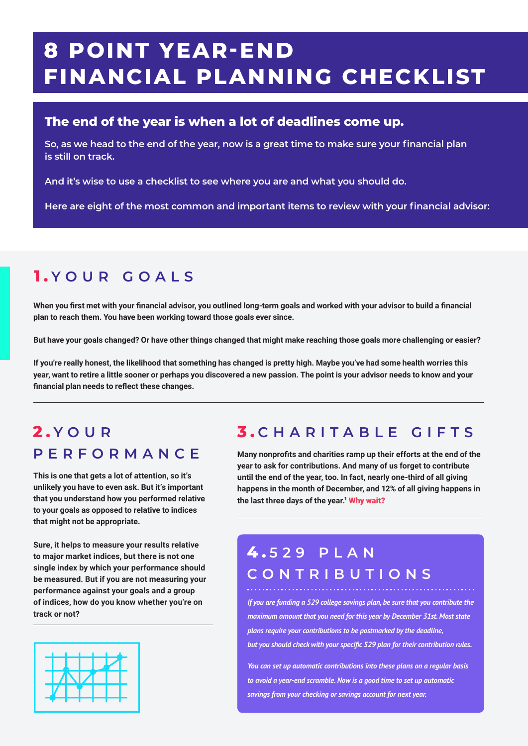# 8 POINT YEAR-END FINANCIAL PLANNING CHECKLIST

**The end of the year is when a lot of deadlines come up.**

So, as we head to the end of the year, now is a great time to make sure your financial plan is still on track.

And it's wise to use a checklist to see where you are and what you should do.

Here are eight of the most common and important items to review with your financial advisor:

## 1. YOUR GOALS

When you first met with your financial advisor, you outlined long-term goals and worked with your advisor to build a financial plan to reach them. You have been working toward those goals ever since.

But have your goals changed? Or have other things changed that might make reaching those goals more challenging or easier?

If you're really honest, the likelihood that something has changed is pretty high. Maybe you've had some health worries this year, want to retire a little sooner or perhaps you discovered a new passion. The point is your advisor needs to know and your financial plan needs to reflect these changes.

## 2. YOUR PERFORMANCE

This is one that gets a lot of attention, so it's unlikely you have to even ask. But it's important that you understand how you performed relative to your goals as opposed to relative to indices that might not be appropriate.

Sure, it helps to measure your results relative to major market indices, but there is not one single index by which your performance should be measured. But if you are not measuring your performance against your goals and a group of indices, how do you know whether you're on track or not?

## 3. CHARITABLE GIFTS

Many nonprofits and charities ramp up their efforts at the end of the year to ask for contributions. And many of us forget to contribute until the end of the year, too. In fact, nearly one-third of all giving happens in the month of December, and 12% of all giving happens in the last three days of the year.[1] **Why wait?**

## 4. 529 PLAN CONTRIBUTIONS

*If you are funding a 529 college savings plan, be sure that you contribute the maximum amount that you need for this year by December 31st. Most state plans require your contributions to be postmarked by the deadline, but you should check with your specific 529 plan for their contribution rules.*

*You can set up automatic contributions into these plans on a regular basis to avoid a year-end scramble. Now is a good time to set up automatic savings from your checking or savings account for next year.*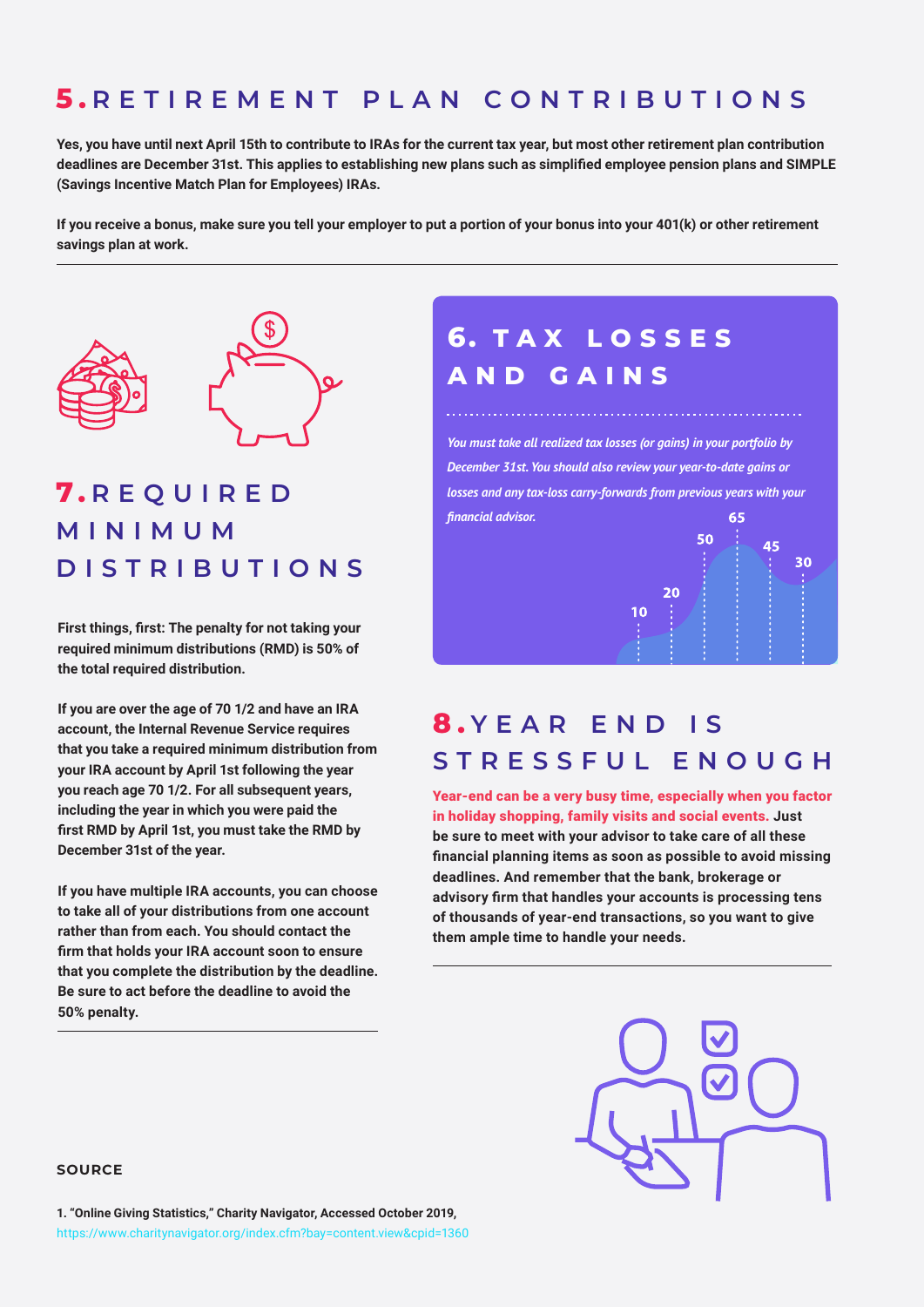## 5. RETIREMENT PLAN CONTRIBUTIONS

**Yes, you have until next April 15th to contribute to IRAs for the current tax year, but most other retirement plan contribution deadlines are December 31st. This applies to establishing new plans such as simplified employee pension plans and SIMPLE (Savings Incentive Match Plan for Employees) IRAs.**

**If you receive a bonus, make sure you tell your employer to put a portion of your bonus into your 401(k) or other retirement savings plan at work.**

## 6. TAX LOSSES AND GAINS

*You must take all realized tax losses (or gains) in your portfolio by December 31st. You should also review your year-to-date gains or losses and any tax-loss carry-forwards from previous years with your financial advisor.*

10
20
50
65
45
30

## 7. REQUIRED MINIMUM DISTRIBUTIONS

**First things, first: The penalty for not taking your required minimum distributions (RMD) is 50% of the total required distribution.**

**If you are over the age of 70 1/2 and have an IRA account, the Internal Revenue Service requires that you take a required minimum distribution from your IRA account by April 1st following the year you reach age 70 1/2. For all subsequent years, including the year in which you were paid the first RMD by April 1st, you must take the RMD by December 31st of the year.**

**If you have multiple IRA accounts, you can choose to take all of your distributions from one account rather than from each. You should contact the firm that holds your IRA account soon to ensure that you complete the distribution by the deadline. Be sure to act before the deadline to avoid the 50% penalty.**

## 8. YEAR END IS STRESSFUL ENOUGH

**Year-end can be a very busy time, especially when you factor in holiday shopping, family visits and social events. Just be sure to meet with your advisor to take care of all these financial planning items as soon as possible to avoid missing deadlines. And remember that the bank, brokerage or advisory firm that handles your accounts is processing tens of thousands of year-end transactions, so you want to give them ample time to handle your needs.**

### SOURCE

**1. "Online Giving Statistics," Charity Navigator, Accessed October 2019,** https://www.charitynavigator.org/index.cfm?bay=content.view&cpid=1360